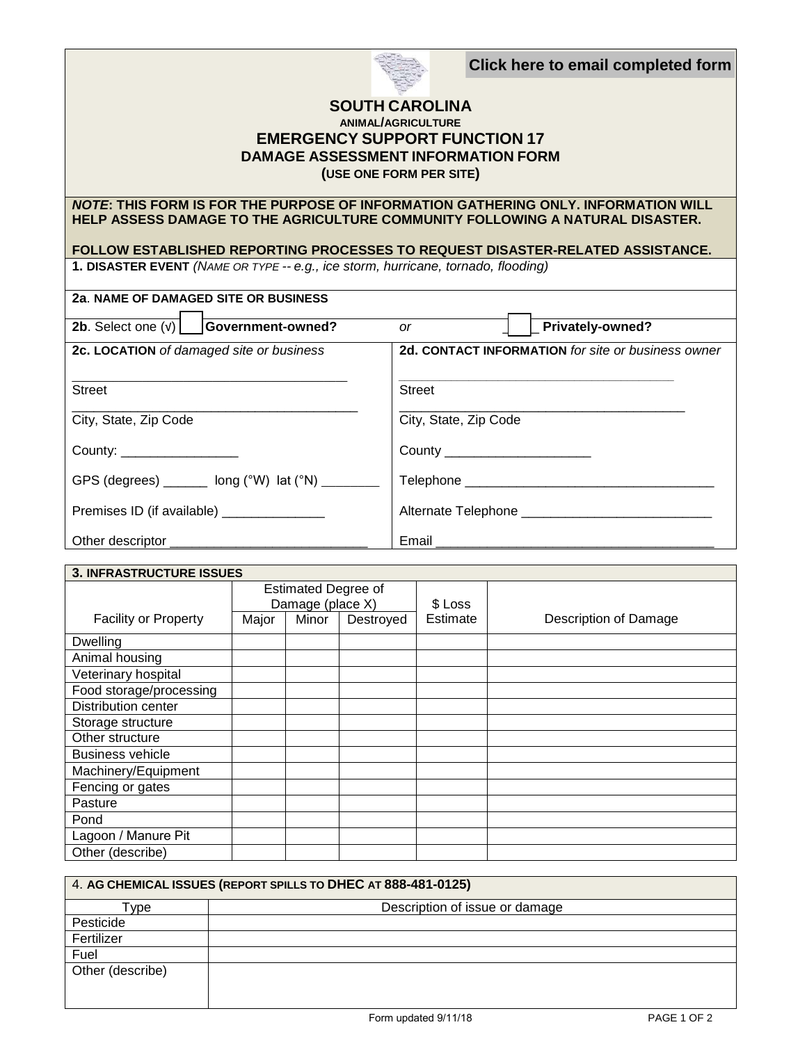Click here to email completed form

# SOUTH CAROLINA
## ANIMAL/AGRICULTURE
## EMERGENCY SUPPORT FUNCTION 17
## DAMAGE ASSESSMENT INFORMATION FORM
**(USE ONE FORM PER SITE)**

***NOTE*: THIS FORM IS FOR THE PURPOSE OF INFORMATION GATHERING ONLY. INFORMATION WILL HELP ASSESS DAMAGE TO THE AGRICULTURE COMMUNITY FOLLOWING A NATURAL DISASTER.**

**FOLLOW ESTABLISHED REPORTING PROCESSES TO REQUEST DISASTER-RELATED ASSISTANCE.**

**1. DISASTER EVENT** *(NAME OR TYPE -- e.g., ice storm, hurricane, tornado, flooding)*

**2a. NAME OF DAMAGED SITE OR BUSINESS**

**2b**. Select one (√) ☐ **Government-owned?** *or* ☐ **Privately-owned?**

**2c. LOCATION** *of damaged site or business*

______________________________
Street

______________________________
City, State, Zip Code

County: ________________

GPS (degrees) ______ long (°W) lat (°N) ________

Premises ID (if available) ______________

Other descriptor ___________________________

**2d. CONTACT INFORMATION** *for site or business owner*

______________________________
Street

______________________________
City, State, Zip Code

County ____________________

Telephone __________________________________

Alternate Telephone __________________________

Email _______________________________________

**3. INFRASTRUCTURE ISSUES**

| Facility or Property | Estimated Degree of Damage (place X) | | | $ Loss Estimate | Description of Damage |
|---|---|---|---|---|---|
| | Major | Minor | Destroyed | | |
| Dwelling | | | | | |
| Animal housing | | | | | |
| Veterinary hospital | | | | | |
| Food storage/processing | | | | | |
| Distribution center | | | | | |
| Storage structure | | | | | |
| Other structure | | | | | |
| Business vehicle | | | | | |
| Machinery/Equipment | | | | | |
| Fencing or gates | | | | | |
| Pasture | | | | | |
| Pond | | | | | |
| Lagoon / Manure Pit | | | | | |
| Other (describe) | | | | | |

4. **AG CHEMICAL ISSUES (REPORT SPILLS TO DHEC AT 888-481-0125)**

| Type | Description of issue or damage |
|---|---|
| Pesticide | |
| Fertilizer | |
| Fuel | |
| Other (describe) | |

Form updated 9/11/18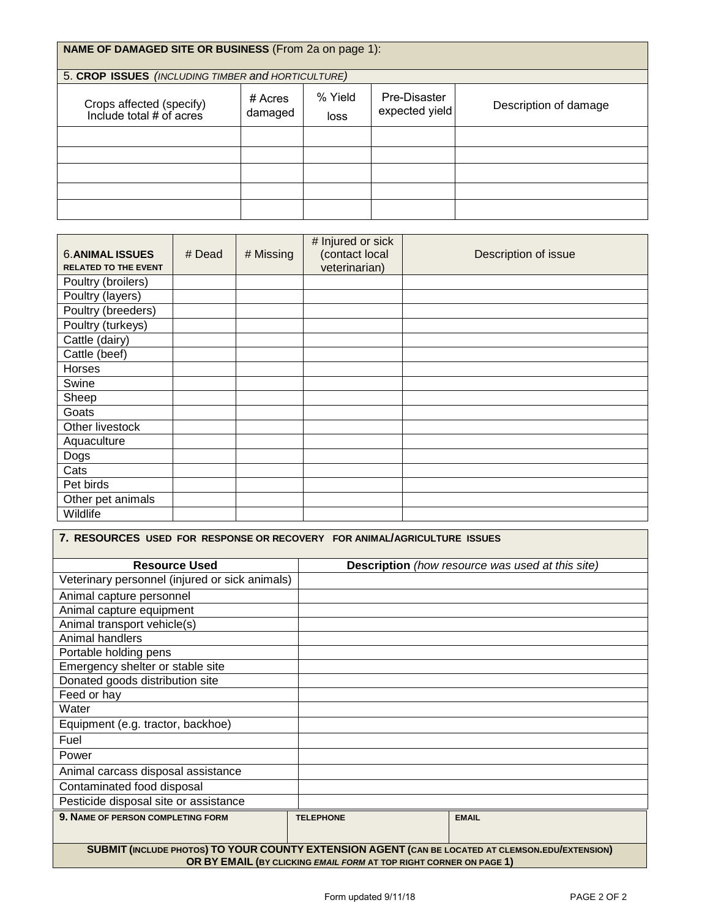**NAME OF DAMAGED SITE OR BUSINESS** (From 2a on page 1):

5. **CROP ISSUES** *(INCLUDING TIMBER and HORTICULTURE)*

| Crops affected (specify) Include total # of acres | # Acres damaged | % Yield loss | Pre-Disaster expected yield | Description of damage |
|---|---|---|---|---|
| | | | | |
| | | | | |
| | | | | |
| | | | | |
| | | | | |

| 6. **ANIMAL ISSUES** RELATED TO THE EVENT | # Dead | # Missing | # Injured or sick (contact local veterinarian) | Description of issue |
|---|---|---|---|---|
| Poultry (broilers) | | | | |
| Poultry (layers) | | | | |
| Poultry (breeders) | | | | |
| Poultry (turkeys) | | | | |
| Cattle (dairy) | | | | |
| Cattle (beef) | | | | |
| Horses | | | | |
| Swine | | | | |
| Sheep | | | | |
| Goats | | | | |
| Other livestock | | | | |
| Aquaculture | | | | |
| Dogs | | | | |
| Cats | | | | |
| Pet birds | | | | |
| Other pet animals | | | | |
| Wildlife | | | | |

**7. RESOURCES USED FOR RESPONSE OR RECOVERY FOR ANIMAL/AGRICULTURE ISSUES**

| **Resource Used** | **Description** *(how resource was used at this site)* |
|---|---|
| Veterinary personnel (injured or sick animals) | |
| Animal capture personnel | |
| Animal capture equipment | |
| Animal transport vehicle(s) | |
| Animal handlers | |
| Portable holding pens | |
| Emergency shelter or stable site | |
| Donated goods distribution site | |
| Feed or hay | |
| Water | |
| Equipment (e.g. tractor, backhoe) | |
| Fuel | |
| Power | |
| Animal carcass disposal assistance | |
| Contaminated food disposal | |
| Pesticide disposal site or assistance | |

| **9. NAME OF PERSON COMPLETING FORM** | **TELEPHONE** | **EMAIL** |
|---|---|---|
| | | |

**SUBMIT (INCLUDE PHOTOS) TO YOUR COUNTY EXTENSION AGENT (CAN BE LOCATED AT CLEMSON.EDU/EXTENSION) OR BY EMAIL (BY CLICKING *EMAIL FORM* AT TOP RIGHT CORNER ON PAGE 1)**

Form updated 9/11/18